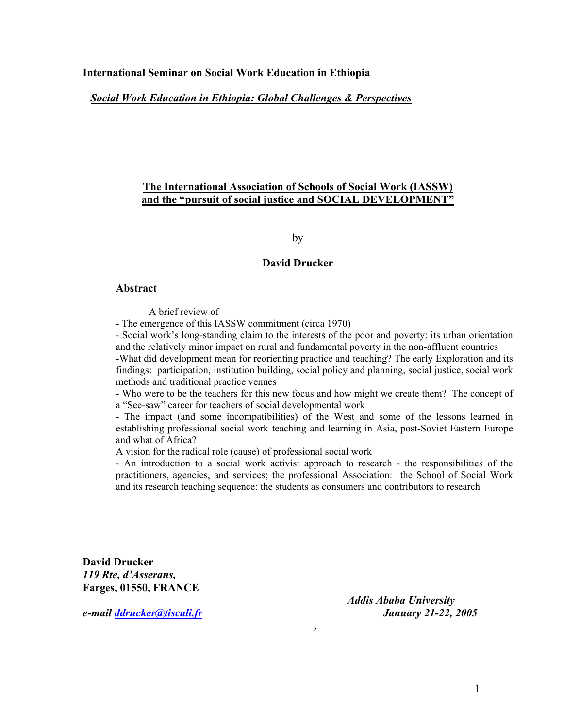**International Seminar on Social Work Education in Ethiopia**

***Social Work Education in Ethiopia: Global Challenges & Perspectives***

# The International Association of Schools of Social Work (IASSW) and the "pursuit of social justice and SOCIAL DEVELOPMENT"

by

**David Drucker**

## Abstract

A brief review of

- The emergence of this IASSW commitment (circa 1970)
- Social work's long-standing claim to the interests of the poor and poverty: its urban orientation and the relatively minor impact on rural and fundamental poverty in the non-affluent countries
- What did development mean for reorienting practice and teaching? The early Exploration and its findings: participation, institution building, social policy and planning, social justice, social work methods and traditional practice venues
- Who were to be the teachers for this new focus and how might we create them? The concept of a "See-saw" career for teachers of social developmental work
- The impact (and some incompatibilities) of the West and some of the lessons learned in establishing professional social work teaching and learning in Asia, post-Soviet Eastern Europe and what of Africa?

A vision for the radical role (cause) of professional social work

- An introduction to a social work activist approach to research - the responsibilities of the practitioners, agencies, and services; the professional Association: the School of Social Work and its research teaching sequence: the students as consumers and contributors to research

**David Drucker**
***119 Rte, d'Asserans,***
**Farges, 01550, FRANCE**

***e-mail [ddrucker@tiscali.fr](mailto:ddrucker@tiscali.fr)***

***Addis Ababa University***
***January 21-22, 2005***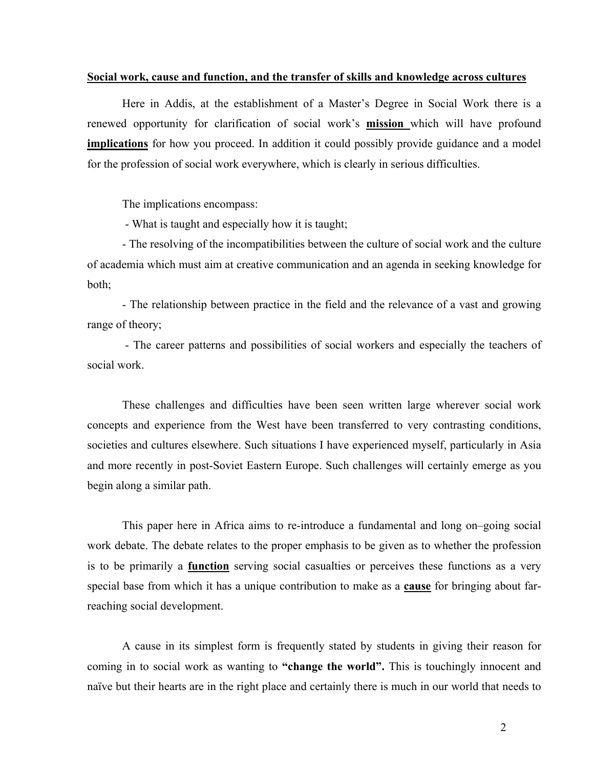**Social work, cause and function, and the transfer of skills and knowledge across cultures**

Here in Addis, at the establishment of a Master's Degree in Social Work there is a renewed opportunity for clarification of social work's **mission** which will have profound **implications** for how you proceed. In addition it could possibly provide guidance and a model for the profession of social work everywhere, which is clearly in serious difficulties.

The implications encompass:

- What is taught and especially how it is taught;
- The resolving of the incompatibilities between the culture of social work and the culture of academia which must aim at creative communication and an agenda in seeking knowledge for both;
- The relationship between practice in the field and the relevance of a vast and growing range of theory;
- The career patterns and possibilities of social workers and especially the teachers of social work.

These challenges and difficulties have been seen written large wherever social work concepts and experience from the West have been transferred to very contrasting conditions, societies and cultures elsewhere. Such situations I have experienced myself, particularly in Asia and more recently in post-Soviet Eastern Europe. Such challenges will certainly emerge as you begin along a similar path.

This paper here in Africa aims to re-introduce a fundamental and long on–going social work debate. The debate relates to the proper emphasis to be given as to whether the profession is to be primarily a **function** serving social casualties or perceives these functions as a very special base from which it has a unique contribution to make as a **cause** for bringing about far-reaching social development.

A cause in its simplest form is frequently stated by students in giving their reason for coming in to social work as wanting to **"change the world".** This is touchingly innocent and naïve but their hearts are in the right place and certainly there is much in our world that needs to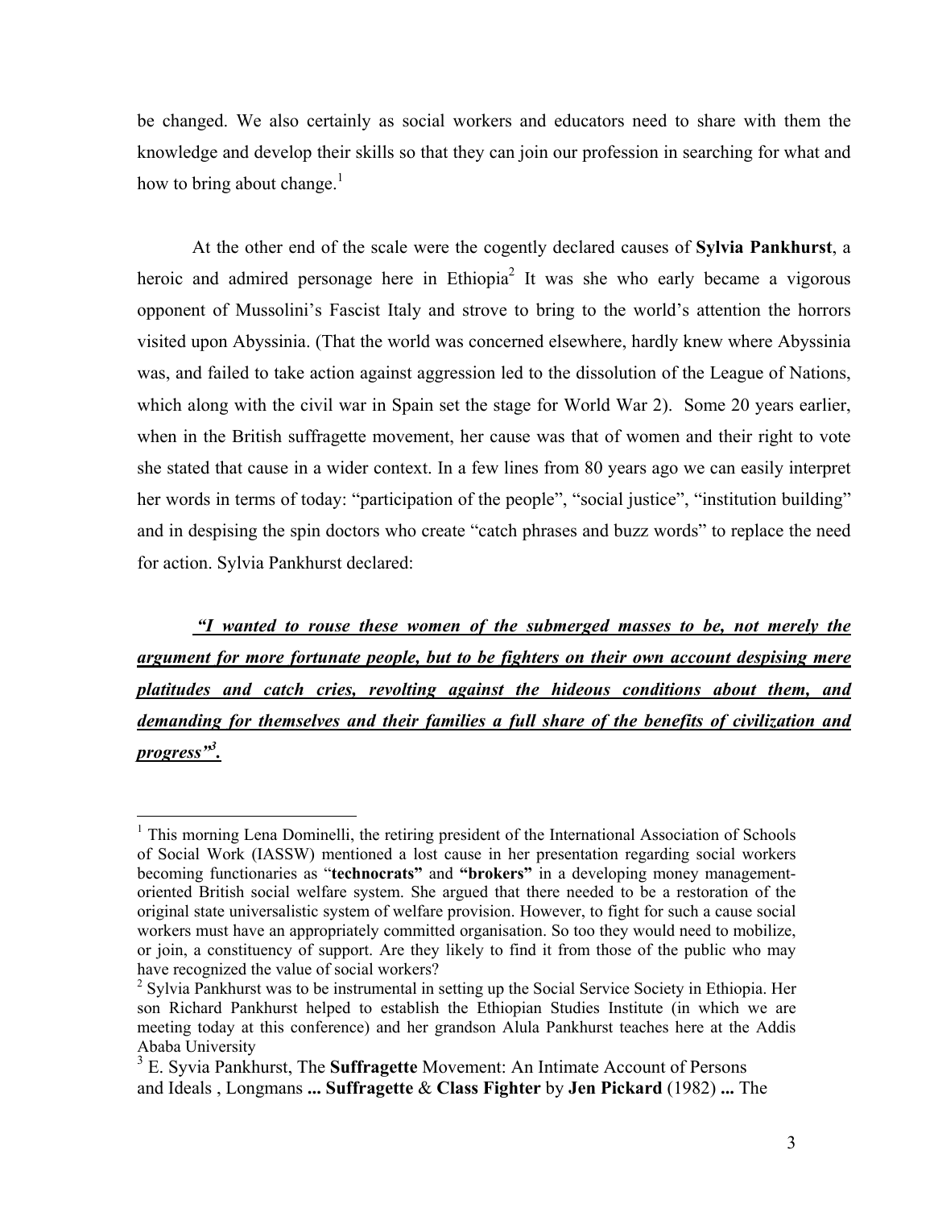be changed. We also certainly as social workers and educators need to share with them the knowledge and develop their skills so that they can join our profession in searching for what and how to bring about change.[1]

At the other end of the scale were the cogently declared causes of **Sylvia Pankhurst**, a heroic and admired personage here in Ethiopia[2] It was she who early became a vigorous opponent of Mussolini's Fascist Italy and strove to bring to the world's attention the horrors visited upon Abyssinia. (That the world was concerned elsewhere, hardly knew where Abyssinia was, and failed to take action against aggression led to the dissolution of the League of Nations, which along with the civil war in Spain set the stage for World War 2). Some 20 years earlier, when in the British suffragette movement, her cause was that of women and their right to vote she stated that cause in a wider context. In a few lines from 80 years ago we can easily interpret her words in terms of today: "participation of the people", "social justice", "institution building" and in despising the spin doctors who create "catch phrases and buzz words" to replace the need for action. Sylvia Pankhurst declared:

***"I wanted to rouse these women of the submerged masses to be, not merely the argument for more fortunate people, but to be fighters on their own account despising mere platitudes and catch cries, revolting against the hideous conditions about them, and demanding for themselves and their families a full share of the benefits of civilization and progress"[3].***

---

[1] This morning Lena Dominelli, the retiring president of the International Association of Schools of Social Work (IASSW) mentioned a lost cause in her presentation regarding social workers becoming functionaries as "**technocrats**" and **"brokers"** in a developing money management-oriented British social welfare system. She argued that there needed to be a restoration of the original state universalistic system of welfare provision. However, to fight for such a cause social workers must have an appropriately committed organisation. So too they would need to mobilize, or join, a constituency of support. Are they likely to find it from those of the public who may have recognized the value of social workers?

[2] Sylvia Pankhurst was to be instrumental in setting up the Social Service Society in Ethiopia. Her son Richard Pankhurst helped to establish the Ethiopian Studies Institute (in which we are meeting today at this conference) and her grandson Alula Pankhurst teaches here at the Addis Ababa University

[3] E. Syvia Pankhurst, The **Suffragette** Movement: An Intimate Account of Persons and Ideals , Longmans **... Suffragette** & **Class Fighter** by **Jen Pickard** (1982) **...** The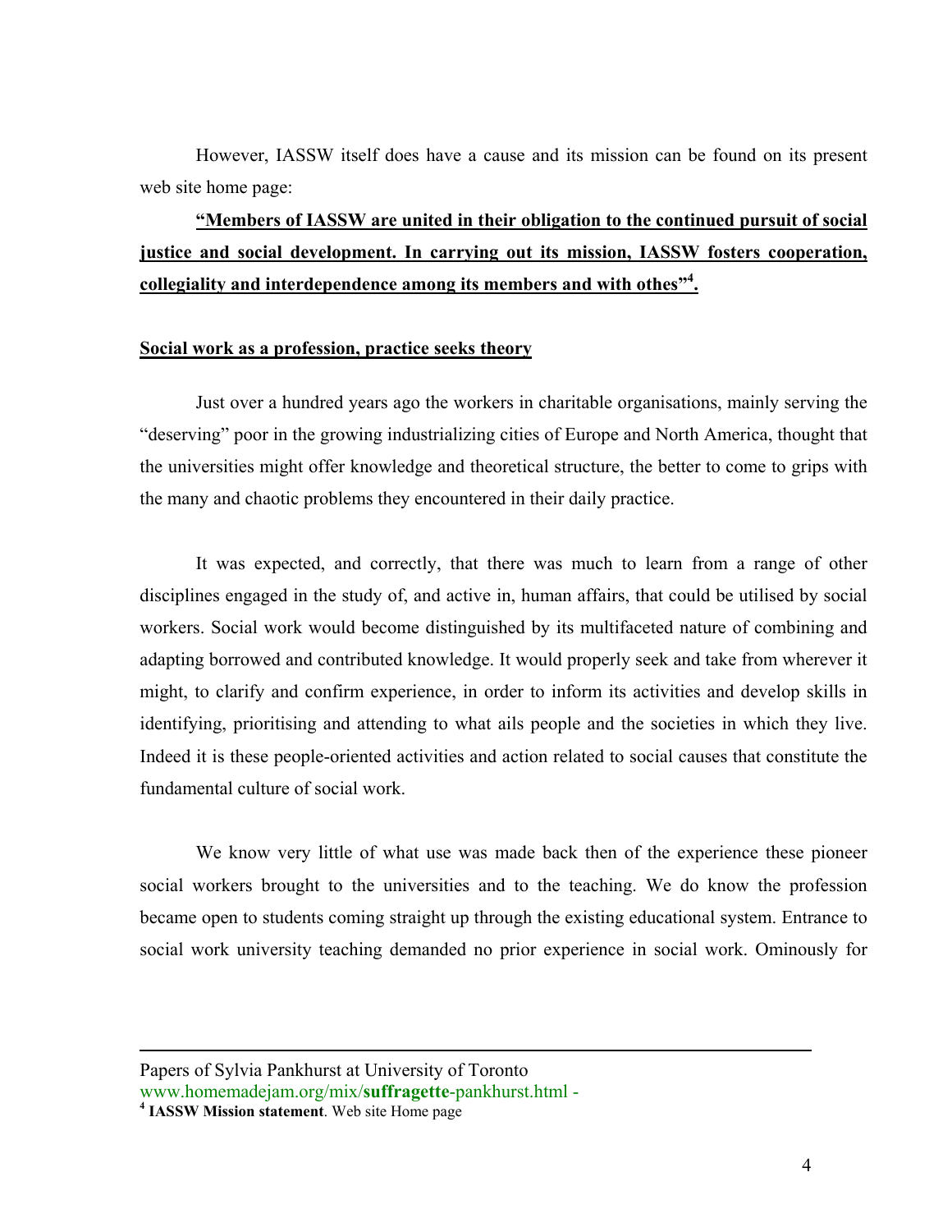However, IASSW itself does have a cause and its mission can be found on its present web site home page:

**<u>"Members of IASSW are united in their obligation to the continued pursuit of social justice and social development. In carrying out its mission, IASSW fosters cooperation, collegiality and interdependence among its members and with othes"[4].</u>**

**<u>Social work as a profession, practice seeks theory</u>**

Just over a hundred years ago the workers in charitable organisations, mainly serving the "deserving" poor in the growing industrializing cities of Europe and North America, thought that the universities might offer knowledge and theoretical structure, the better to come to grips with the many and chaotic problems they encountered in their daily practice.

It was expected, and correctly, that there was much to learn from a range of other disciplines engaged in the study of, and active in, human affairs, that could be utilised by social workers. Social work would become distinguished by its multifaceted nature of combining and adapting borrowed and contributed knowledge. It would properly seek and take from wherever it might, to clarify and confirm experience, in order to inform its activities and develop skills in identifying, prioritising and attending to what ails people and the societies in which they live. Indeed it is these people-oriented activities and action related to social causes that constitute the fundamental culture of social work.

We know very little of what use was made back then of the experience these pioneer social workers brought to the universities and to the teaching. We do know the profession became open to students coming straight up through the existing educational system. Entrance to social work university teaching demanded no prior experience in social work. Ominously for

---

Papers of Sylvia Pankhurst at University of Toronto
www.homemadejam.org/mix/**suffragette**-pankhurst.html -

[4] **IASSW Mission statement**. Web site Home page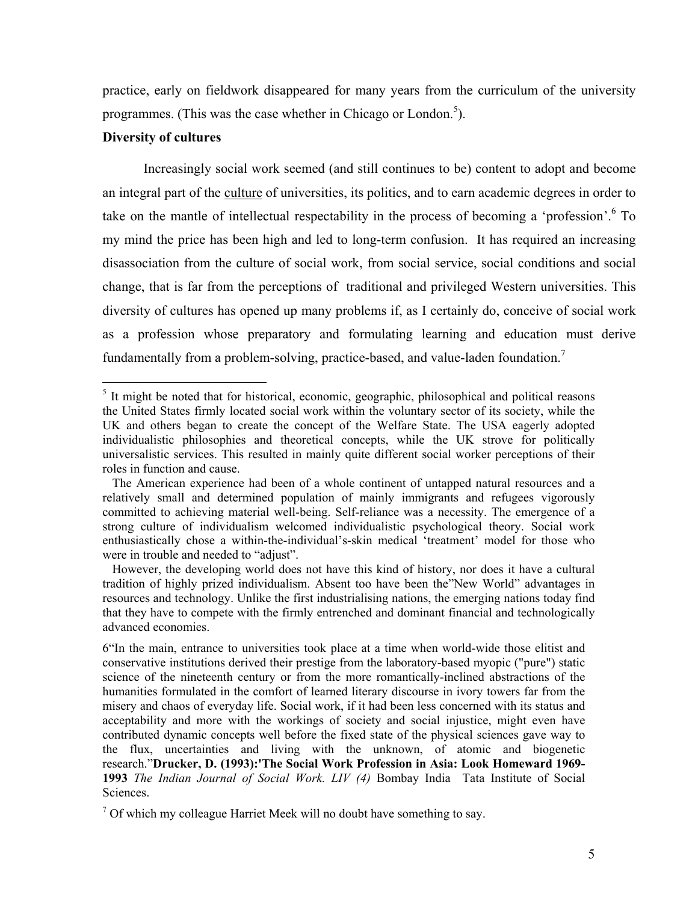practice, early on fieldwork disappeared for many years from the curriculum of the university programmes. (This was the case whether in Chicago or London.[5]).

**Diversity of cultures**

Increasingly social work seemed (and still continues to be) content to adopt and become an integral part of the culture of universities, its politics, and to earn academic degrees in order to take on the mantle of intellectual respectability in the process of becoming a 'profession'.[6] To my mind the price has been high and led to long-term confusion. It has required an increasing disassociation from the culture of social work, from social service, social conditions and social change, that is far from the perceptions of traditional and privileged Western universities. This diversity of cultures has opened up many problems if, as I certainly do, conceive of social work as a profession whose preparatory and formulating learning and education must derive fundamentally from a problem-solving, practice-based, and value-laden foundation.[7]

---

[5] It might be noted that for historical, economic, geographic, philosophical and political reasons the United States firmly located social work within the voluntary sector of its society, while the UK and others began to create the concept of the Welfare State. The USA eagerly adopted individualistic philosophies and theoretical concepts, while the UK strove for politically universalistic services. This resulted in mainly quite different social worker perceptions of their roles in function and cause.

The American experience had been of a whole continent of untapped natural resources and a relatively small and determined population of mainly immigrants and refugees vigorously committed to achieving material well-being. Self-reliance was a necessity. The emergence of a strong culture of individualism welcomed individualistic psychological theory. Social work enthusiastically chose a within-the-individual's-skin medical 'treatment' model for those who were in trouble and needed to "adjust".

However, the developing world does not have this kind of history, nor does it have a cultural tradition of highly prized individualism. Absent too have been the"New World" advantages in resources and technology. Unlike the first industrialising nations, the emerging nations today find that they have to compete with the firmly entrenched and dominant financial and technologically advanced economies.

6"In the main, entrance to universities took place at a time when world-wide those elitist and conservative institutions derived their prestige from the laboratory-based myopic ("pure") static science of the nineteenth century or from the more romantically-inclined abstractions of the humanities formulated in the comfort of learned literary discourse in ivory towers far from the misery and chaos of everyday life. Social work, if it had been less concerned with its status and acceptability and more with the workings of society and social injustice, might even have contributed dynamic concepts well before the fixed state of the physical sciences gave way to the flux, uncertainties and living with the unknown, of atomic and biogenetic research."**Drucker, D. (1993):'The Social Work Profession in Asia: Look Homeward 1969-1993** *The Indian Journal of Social Work. LIV (4)* Bombay India Tata Institute of Social Sciences.

[7] Of which my colleague Harriet Meek will no doubt have something to say.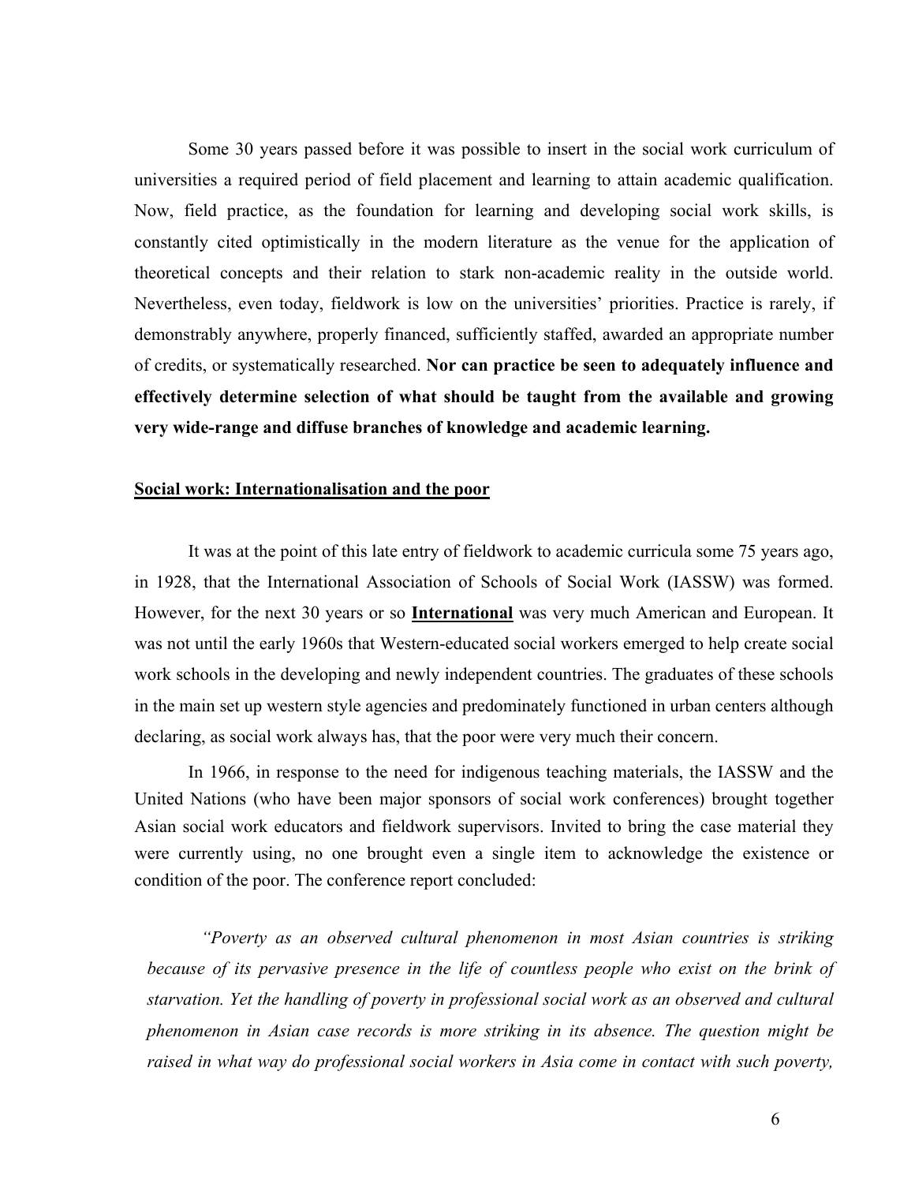Some 30 years passed before it was possible to insert in the social work curriculum of universities a required period of field placement and learning to attain academic qualification. Now, field practice, as the foundation for learning and developing social work skills, is constantly cited optimistically in the modern literature as the venue for the application of theoretical concepts and their relation to stark non-academic reality in the outside world. Nevertheless, even today, fieldwork is low on the universities' priorities. Practice is rarely, if demonstrably anywhere, properly financed, sufficiently staffed, awarded an appropriate number of credits, or systematically researched. **Nor can practice be seen to adequately influence and effectively determine selection of what should be taught from the available and growing very wide-range and diffuse branches of knowledge and academic learning.**

## Social work: Internationalisation and the poor

It was at the point of this late entry of fieldwork to academic curricula some 75 years ago, in 1928, that the International Association of Schools of Social Work (IASSW) was formed. However, for the next 30 years or so **International** was very much American and European. It was not until the early 1960s that Western-educated social workers emerged to help create social work schools in the developing and newly independent countries. The graduates of these schools in the main set up western style agencies and predominately functioned in urban centers although declaring, as social work always has, that the poor were very much their concern.

In 1966, in response to the need for indigenous teaching materials, the IASSW and the United Nations (who have been major sponsors of social work conferences) brought together Asian social work educators and fieldwork supervisors. Invited to bring the case material they were currently using, no one brought even a single item to acknowledge the existence or condition of the poor. The conference report concluded:

> *"Poverty as an observed cultural phenomenon in most Asian countries is striking because of its pervasive presence in the life of countless people who exist on the brink of starvation. Yet the handling of poverty in professional social work as an observed and cultural phenomenon in Asian case records is more striking in its absence. The question might be raised in what way do professional social workers in Asia come in contact with such poverty,*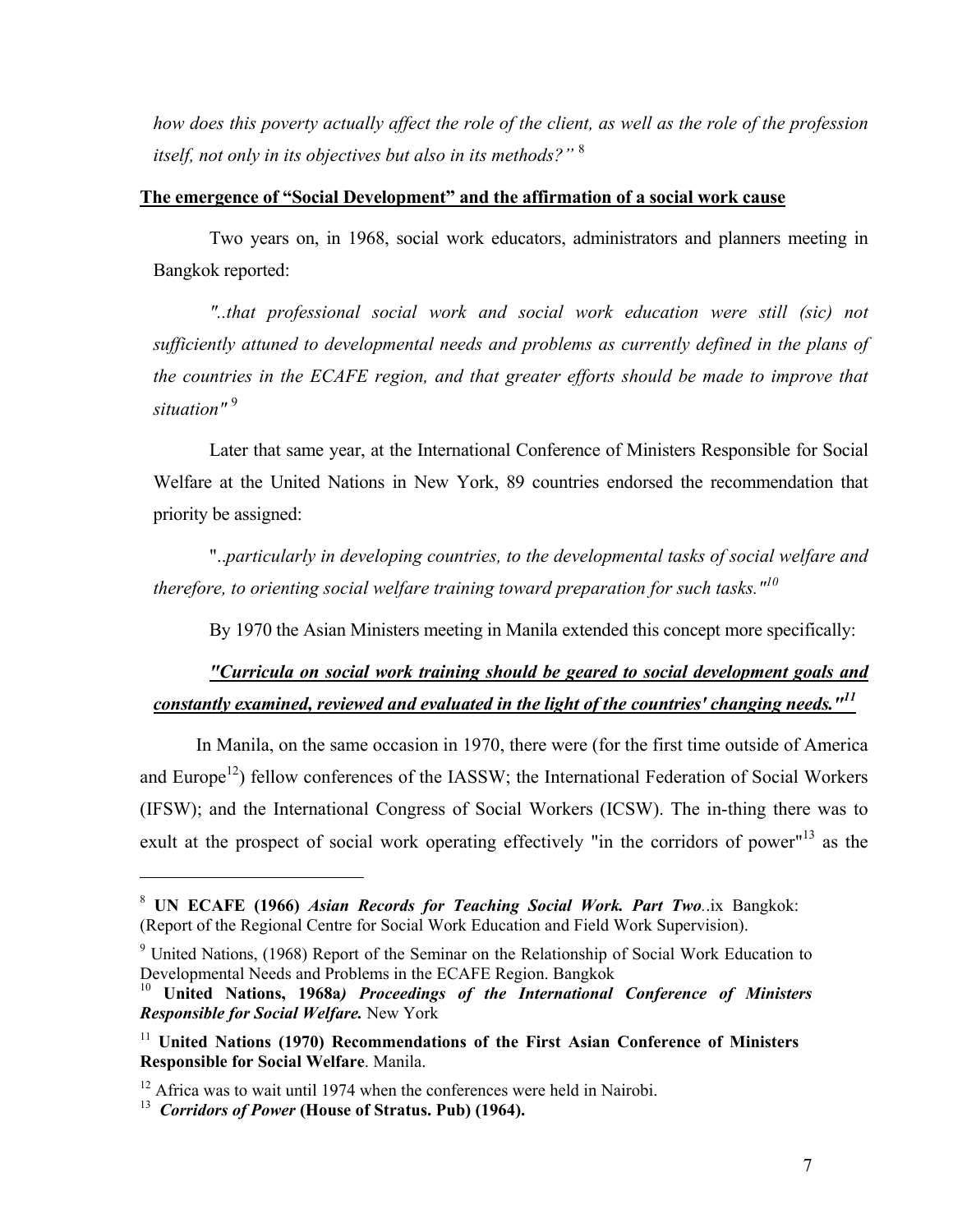*how does this poverty actually affect the role of the client, as well as the role of the profession itself, not only in its objectives but also in its methods?"* [8]

**The emergence of "Social Development" and the affirmation of a social work cause**

Two years on, in 1968, social work educators, administrators and planners meeting in Bangkok reported:

*"..that professional social work and social work education were still (sic) not sufficiently attuned to developmental needs and problems as currently defined in the plans of the countries in the ECAFE region, and that greater efforts should be made to improve that situation"* [9]

Later that same year, at the International Conference of Ministers Responsible for Social Welfare at the United Nations in New York, 89 countries endorsed the recommendation that priority be assigned:

"..*particularly in developing countries, to the developmental tasks of social welfare and therefore, to orienting social welfare training toward preparation for such tasks."*[10]

By 1970 the Asian Ministers meeting in Manila extended this concept more specifically:

***"Curricula on social work training should be geared to social development goals and constantly examined, reviewed and evaluated in the light of the countries' changing needs."***[11]

In Manila, on the same occasion in 1970, there were (for the first time outside of America and Europe[12]) fellow conferences of the IASSW; the International Federation of Social Workers (IFSW); and the International Congress of Social Workers (ICSW). The in-thing there was to exult at the prospect of social work operating effectively "in the corridors of power"[13] as the

---

[8] **UN ECAFE (1966)** ***Asian Records for Teaching Social Work. Part Two***..ix Bangkok: (Report of the Regional Centre for Social Work Education and Field Work Supervision).

[9] United Nations, (1968) Report of the Seminar on the Relationship of Social Work Education to Developmental Needs and Problems in the ECAFE Region. Bangkok

[10] **United Nations, 1968a*) Proceedings of the International Conference of Ministers Responsible for Social Welfare.*** New York

[11] **United Nations (1970) Recommendations of the First Asian Conference of Ministers Responsible for Social Welfare**. Manila.

[12] Africa was to wait until 1974 when the conferences were held in Nairobi.

[13] ***Corridors of Power*** **(House of Stratus. Pub) (1964).**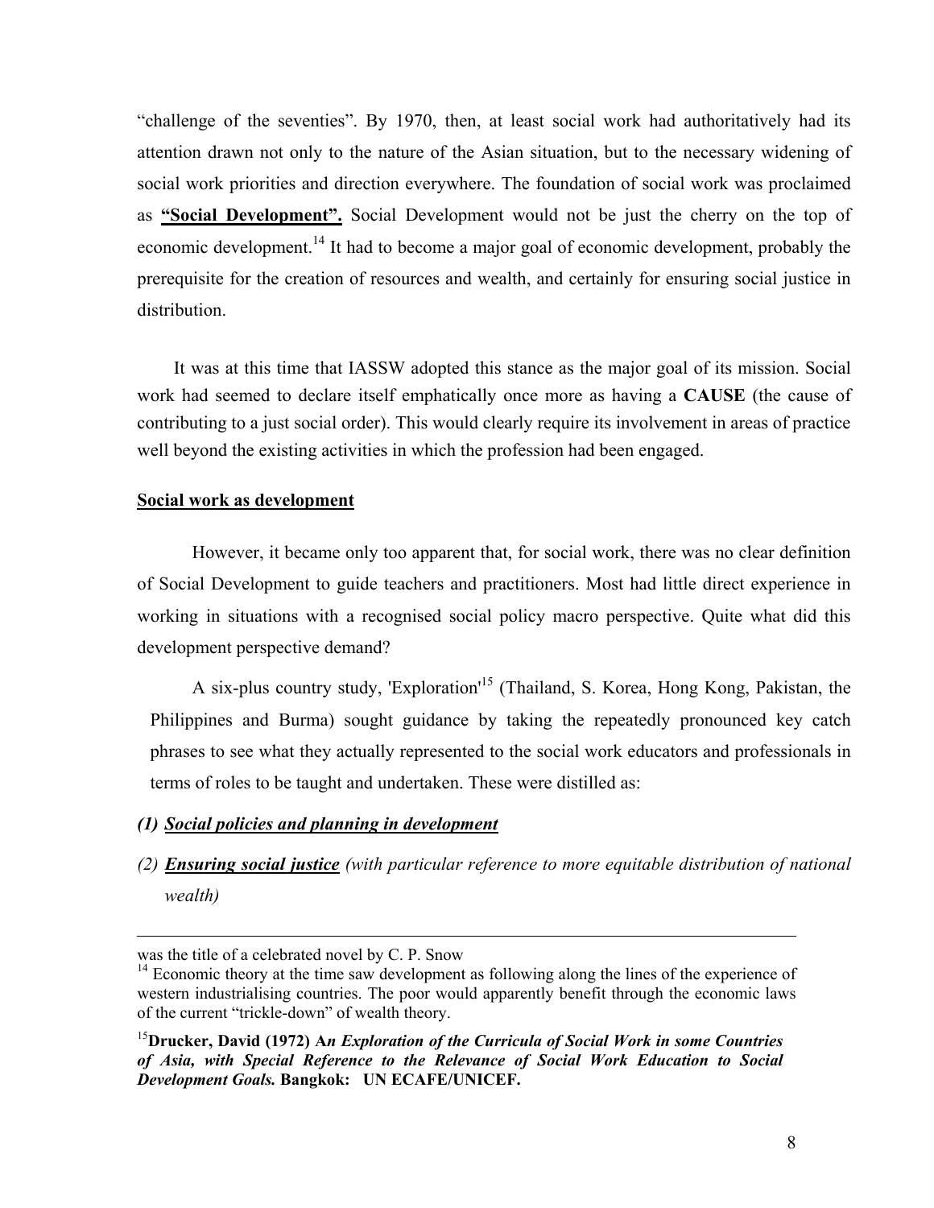"challenge of the seventies". By 1970, then, at least social work had authoritatively had its attention drawn not only to the nature of the Asian situation, but to the necessary widening of social work priorities and direction everywhere. The foundation of social work was proclaimed as **"Social Development".** Social Development would not be just the cherry on the top of economic development.[14] It had to become a major goal of economic development, probably the prerequisite for the creation of resources and wealth, and certainly for ensuring social justice in distribution.

It was at this time that IASSW adopted this stance as the major goal of its mission. Social work had seemed to declare itself emphatically once more as having a **CAUSE** (the cause of contributing to a just social order). This would clearly require its involvement in areas of practice well beyond the existing activities in which the profession had been engaged.

**Social work as development**

However, it became only too apparent that, for social work, there was no clear definition of Social Development to guide teachers and practitioners. Most had little direct experience in working in situations with a recognised social policy macro perspective. Quite what did this development perspective demand?

A six-plus country study, 'Exploration'[15] (Thailand, S. Korea, Hong Kong, Pakistan, the Philippines and Burma) sought guidance by taking the repeatedly pronounced key catch phrases to see what they actually represented to the social work educators and professionals in terms of roles to be taught and undertaken. These were distilled as:

*(1) **Social policies and planning in development***

*(2) **Ensuring social justice** (with particular reference to more equitable distribution of national wealth)*

---

was the title of a celebrated novel by C. P. Snow

[14] Economic theory at the time saw development as following along the lines of the experience of western industrialising countries. The poor would apparently benefit through the economic laws of the current "trickle-down" of wealth theory.

[15] **Drucker, David (1972) A*n Exploration of the Curricula of Social Work in some Countries of Asia, with Special Reference to the Relevance of Social Work Education to Social Development Goals.* Bangkok: UN ECAFE/UNICEF.**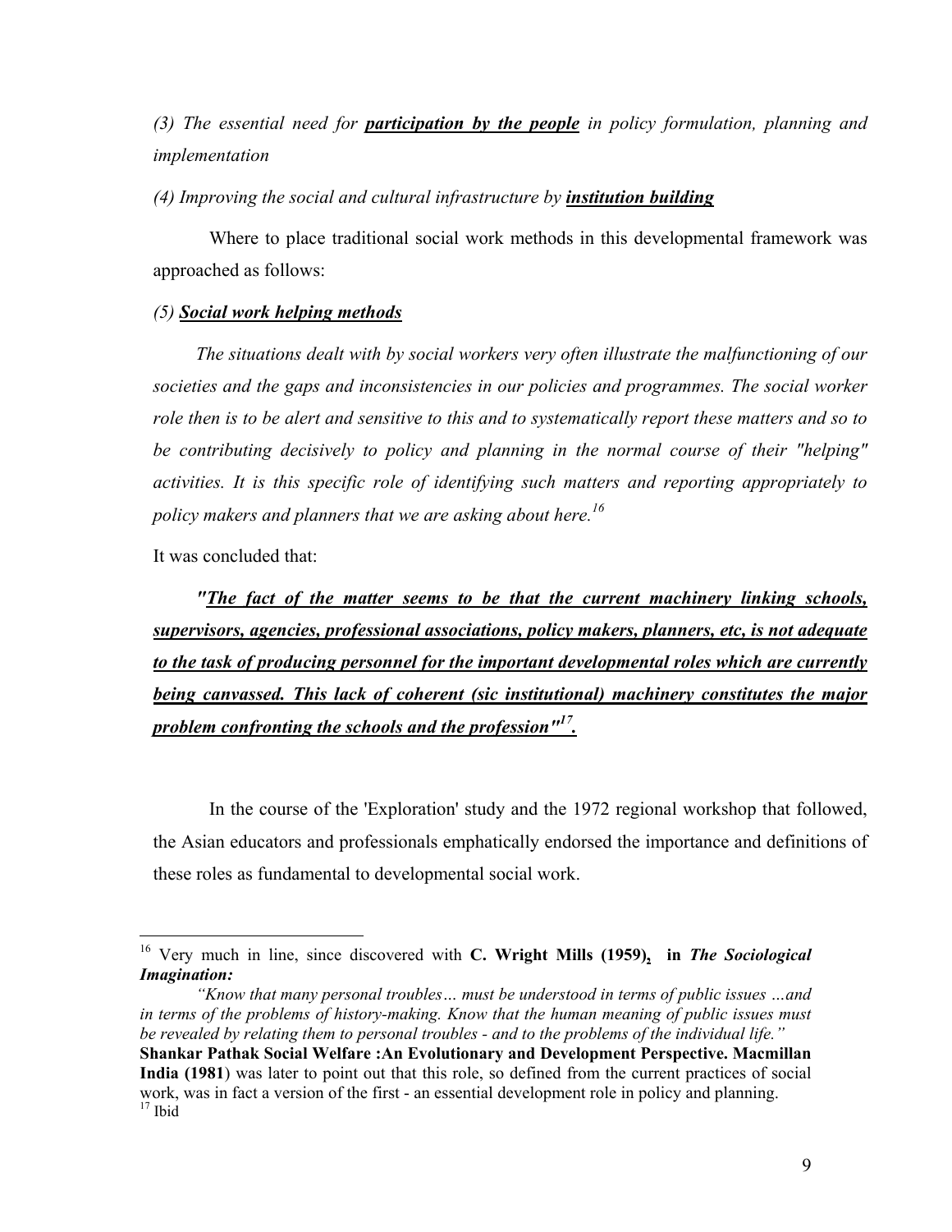*(3) The essential need for **participation by the people** in policy formulation, planning and implementation*

*(4) Improving the social and cultural infrastructure by **institution building***

Where to place traditional social work methods in this developmental framework was approached as follows:

*(5) **Social work helping methods***

*The situations dealt with by social workers very often illustrate the malfunctioning of our societies and the gaps and inconsistencies in our policies and programmes. The social worker role then is to be alert and sensitive to this and to systematically report these matters and so to be contributing decisively to policy and planning in the normal course of their "helping" activities. It is this specific role of identifying such matters and reporting appropriately to policy makers and planners that we are asking about here.*[16]

It was concluded that:

***"The fact of the matter seems to be that the current machinery linking schools, supervisors, agencies, professional associations, policy makers, planners, etc, is not adequate to the task of producing personnel for the important developmental roles which are currently being canvassed. This lack of coherent (sic institutional) machinery constitutes the major problem confronting the schools and the profession"*[17]**.

In the course of the 'Exploration' study and the 1972 regional workshop that followed, the Asian educators and professionals emphatically endorsed the importance and definitions of these roles as fundamental to developmental social work.

---

[16] Very much in line, since discovered with **C. Wright Mills (1959), in *The Sociological Imagination:***

*"Know that many personal troubles… must be understood in terms of public issues …and in terms of the problems of history-making. Know that the human meaning of public issues must be revealed by relating them to personal troubles - and to the problems of the individual life."*

**Shankar Pathak Social Welfare :An Evolutionary and Development Perspective. Macmillan India (1981**) was later to point out that this role, so defined from the current practices of social work, was in fact a version of the first - an essential development role in policy and planning.

[17] Ibid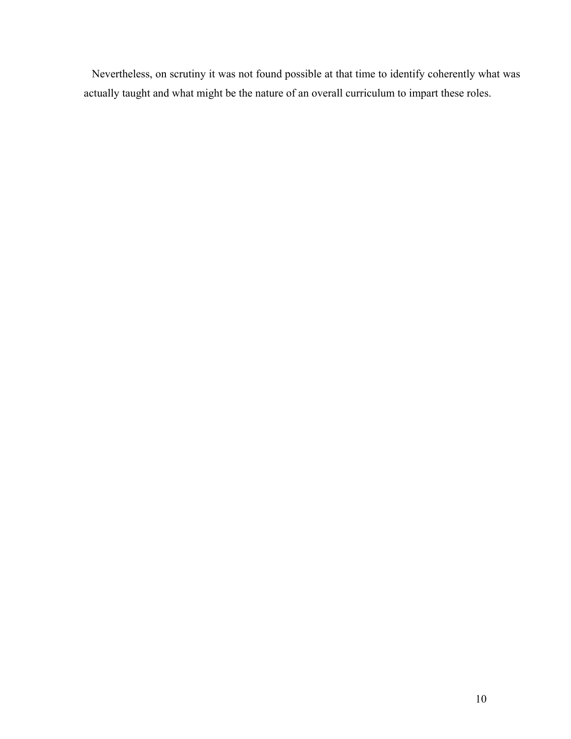Nevertheless, on scrutiny it was not found possible at that time to identify coherently what was actually taught and what might be the nature of an overall curriculum to impart these roles.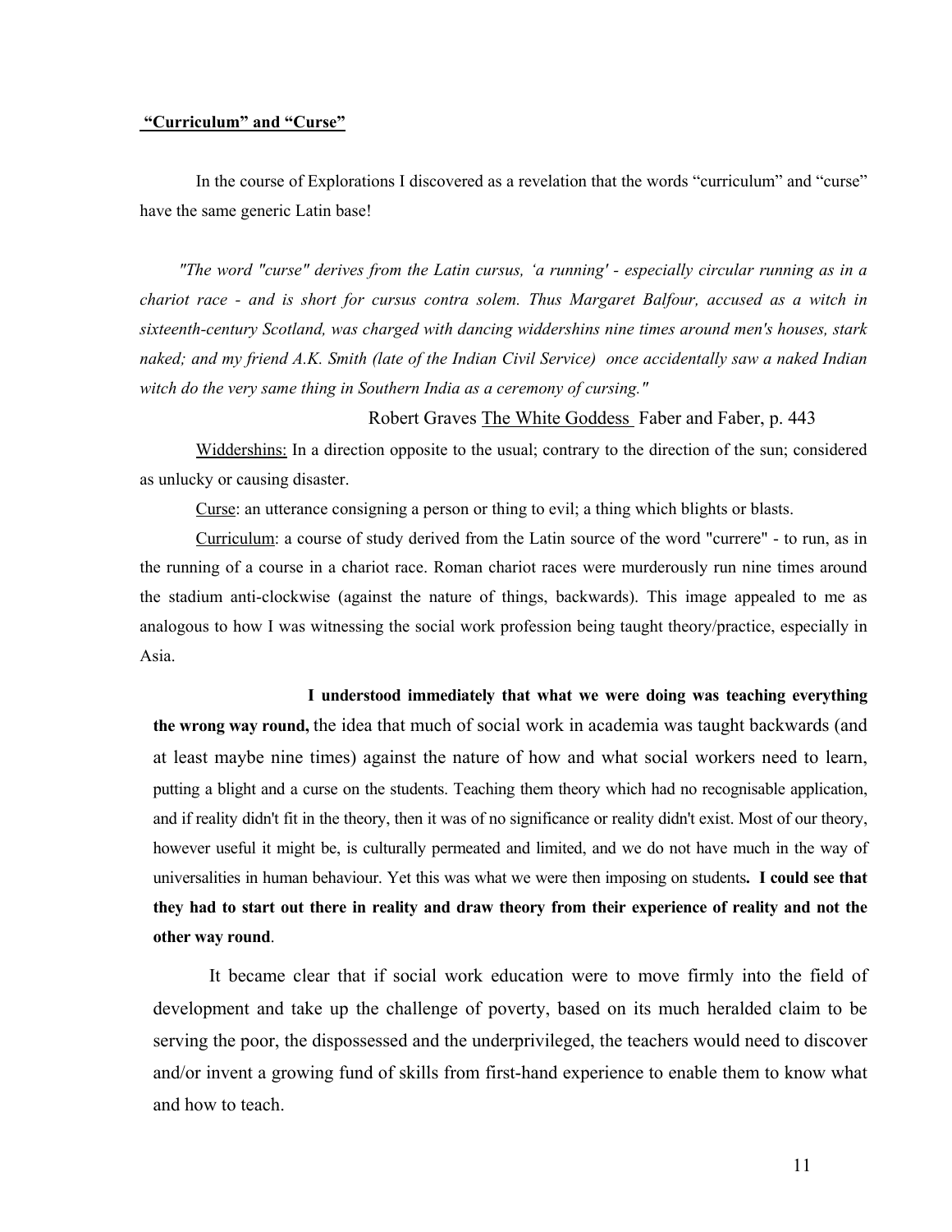## **"Curriculum" and "Curse"**

In the course of Explorations I discovered as a revelation that the words "curriculum" and "curse" have the same generic Latin base!

*"The word "curse" derives from the Latin cursus, 'a running' - especially circular running as in a chariot race - and is short for cursus contra solem. Thus Margaret Balfour, accused as a witch in sixteenth-century Scotland, was charged with dancing widdershins nine times around men's houses, stark naked; and my friend A.K. Smith (late of the Indian Civil Service) once accidentally saw a naked Indian witch do the very same thing in Southern India as a ceremony of cursing."*

Robert Graves The White Goddess Faber and Faber, p. 443

Widdershins: In a direction opposite to the usual; contrary to the direction of the sun; considered as unlucky or causing disaster.

Curse: an utterance consigning a person or thing to evil; a thing which blights or blasts.

Curriculum: a course of study derived from the Latin source of the word "currere" - to run, as in the running of a course in a chariot race. Roman chariot races were murderously run nine times around the stadium anti-clockwise (against the nature of things, backwards). This image appealed to me as analogous to how I was witnessing the social work profession being taught theory/practice, especially in Asia.

**I understood immediately that what we were doing was teaching everything the wrong way round,** the idea that much of social work in academia was taught backwards (and at least maybe nine times) against the nature of how and what social workers need to learn, putting a blight and a curse on the students. Teaching them theory which had no recognisable application, and if reality didn't fit in the theory, then it was of no significance or reality didn't exist. Most of our theory, however useful it might be, is culturally permeated and limited, and we do not have much in the way of universalities in human behaviour. Yet this was what we were then imposing on students**. I could see that they had to start out there in reality and draw theory from their experience of reality and not the other way round**.

It became clear that if social work education were to move firmly into the field of development and take up the challenge of poverty, based on its much heralded claim to be serving the poor, the dispossessed and the underprivileged, the teachers would need to discover and/or invent a growing fund of skills from first-hand experience to enable them to know what and how to teach.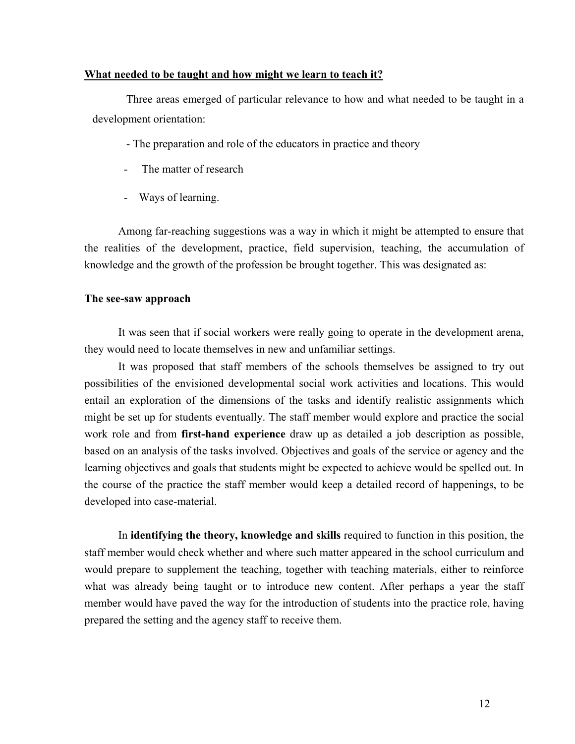**<u>What needed to be taught and how might we learn to teach it?</u>**

Three areas emerged of particular relevance to how and what needed to be taught in a development orientation:

- The preparation and role of the educators in practice and theory
- The matter of research
- Ways of learning.

Among far-reaching suggestions was a way in which it might be attempted to ensure that the realities of the development, practice, field supervision, teaching, the accumulation of knowledge and the growth of the profession be brought together. This was designated as:

**The see-saw approach**

It was seen that if social workers were really going to operate in the development arena, they would need to locate themselves in new and unfamiliar settings.

It was proposed that staff members of the schools themselves be assigned to try out possibilities of the envisioned developmental social work activities and locations. This would entail an exploration of the dimensions of the tasks and identify realistic assignments which might be set up for students eventually. The staff member would explore and practice the social work role and from **first-hand experience** draw up as detailed a job description as possible, based on an analysis of the tasks involved. Objectives and goals of the service or agency and the learning objectives and goals that students might be expected to achieve would be spelled out. In the course of the practice the staff member would keep a detailed record of happenings, to be developed into case-material.

In **identifying the theory, knowledge and skills** required to function in this position, the staff member would check whether and where such matter appeared in the school curriculum and would prepare to supplement the teaching, together with teaching materials, either to reinforce what was already being taught or to introduce new content. After perhaps a year the staff member would have paved the way for the introduction of students into the practice role, having prepared the setting and the agency staff to receive them.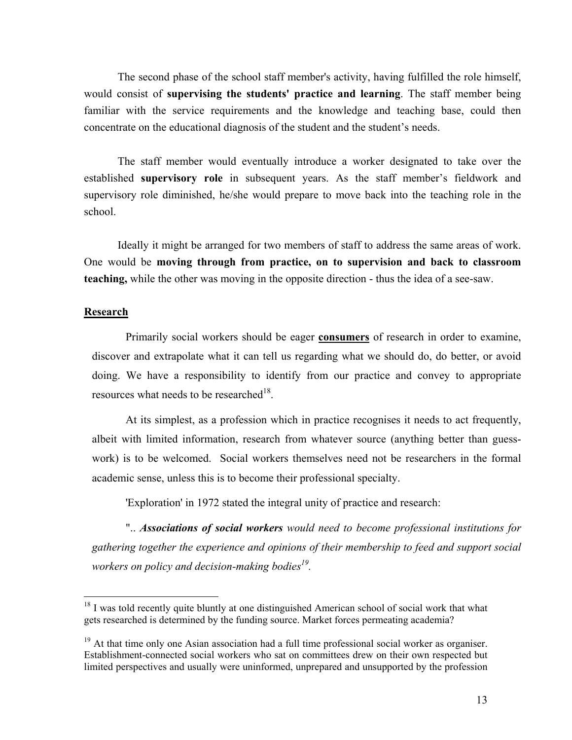The second phase of the school staff member's activity, having fulfilled the role himself, would consist of **supervising the students' practice and learning**. The staff member being familiar with the service requirements and the knowledge and teaching base, could then concentrate on the educational diagnosis of the student and the student's needs.

The staff member would eventually introduce a worker designated to take over the established **supervisory role** in subsequent years. As the staff member's fieldwork and supervisory role diminished, he/she would prepare to move back into the teaching role in the school.

Ideally it might be arranged for two members of staff to address the same areas of work. One would be **moving through from practice, on to supervision and back to classroom teaching,** while the other was moving in the opposite direction - thus the idea of a see-saw.

## Research

Primarily social workers should be eager **consumers** of research in order to examine, discover and extrapolate what it can tell us regarding what we should do, do better, or avoid doing. We have a responsibility to identify from our practice and convey to appropriate resources what needs to be researched[18].

At its simplest, as a profession which in practice recognises it needs to act frequently, albeit with limited information, research from whatever source (anything better than guess-work) is to be welcomed. Social workers themselves need not be researchers in the formal academic sense, unless this is to become their professional specialty.

'Exploration' in 1972 stated the integral unity of practice and research:

".. ***Associations of social workers*** *would need to become professional institutions for gathering together the experience and opinions of their membership to feed and support social workers on policy and decision-making bodies*[19].

---

[18] I was told recently quite bluntly at one distinguished American school of social work that what gets researched is determined by the funding source. Market forces permeating academia?

[19] At that time only one Asian association had a full time professional social worker as organiser. Establishment-connected social workers who sat on committees drew on their own respected but limited perspectives and usually were uninformed, unprepared and unsupported by the profession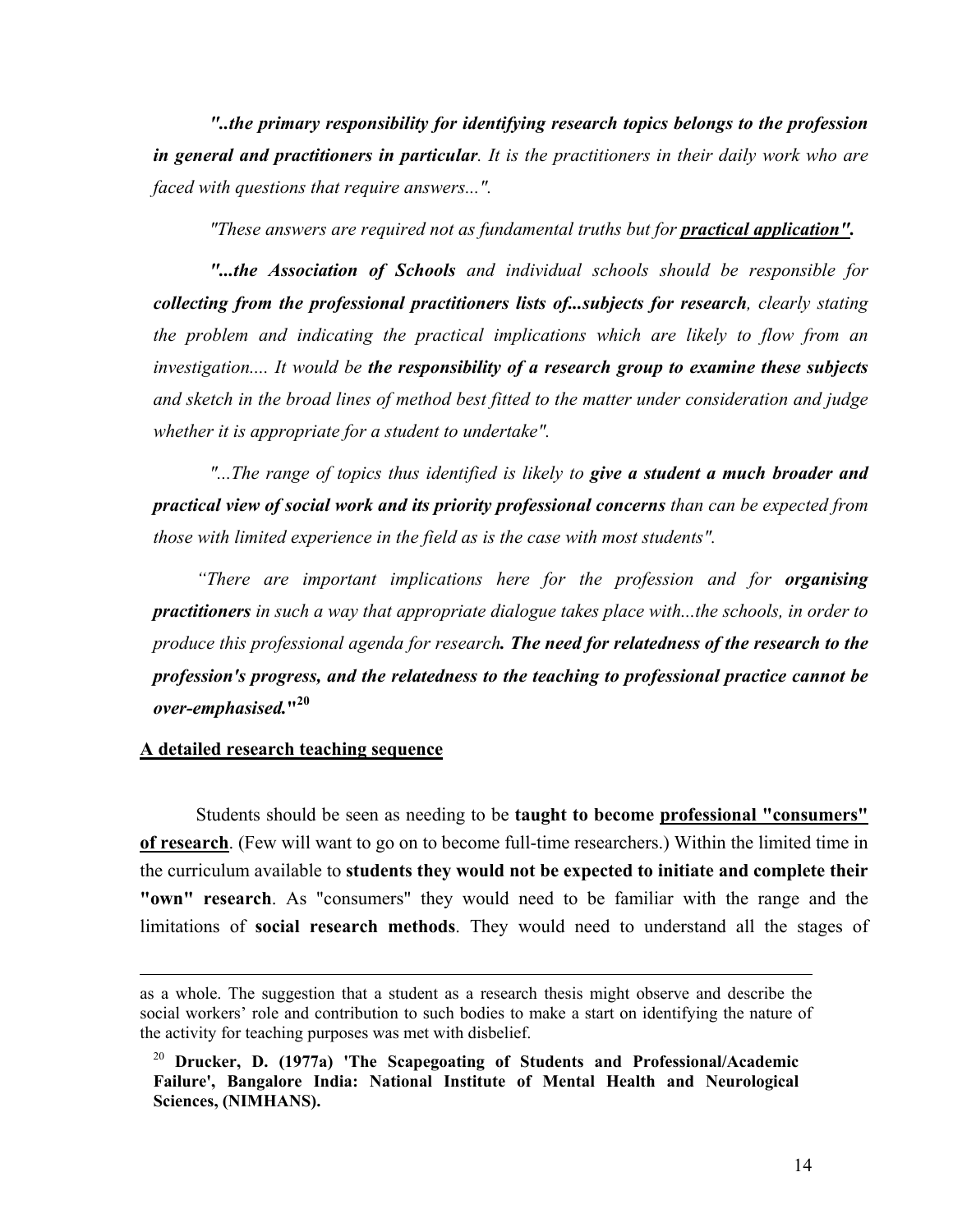*"..**the primary responsibility for identifying research topics belongs to the profession in general and practitioners in particular**. It is the practitioners in their daily work who are faced with questions that require answers...".*

*"These answers are required not as fundamental truths but for **practical application".***

*"**...the Association of Schools** and individual schools should be responsible for **collecting from the professional practitioners lists of...subjects for research**, clearly stating the problem and indicating the practical implications which are likely to flow from an investigation.... It would be **the responsibility of a research group to examine these subjects** and sketch in the broad lines of method best fitted to the matter under consideration and judge whether it is appropriate for a student to undertake".*

*"...The range of topics thus identified is likely to **give a student a much broader and practical view of social work and its priority professional concerns** than can be expected from those with limited experience in the field as is the case with most students".*

*"There are important implications here for the profession and for **organising practitioners** in such a way that appropriate dialogue takes place with...the schools, in order to produce this professional agenda for research**. The need for relatedness of the research to the profession's progress, and the relatedness to the teaching to professional practice cannot be over-emphasised."***[20]

## A detailed research teaching sequence

Students should be seen as needing to be **taught to become professional "consumers" of research**. (Few will want to go on to become full-time researchers.) Within the limited time in the curriculum available to **students they would not be expected to initiate and complete their "own" research**. As "consumers" they would need to be familiar with the range and the limitations of **social research methods**. They would need to understand all the stages of

---

as a whole. The suggestion that a student as a research thesis might observe and describe the social workers' role and contribution to such bodies to make a start on identifying the nature of the activity for teaching purposes was met with disbelief.

[20] **Drucker, D. (1977a) 'The Scapegoating of Students and Professional/Academic Failure', Bangalore India: National Institute of Mental Health and Neurological Sciences, (NIMHANS).**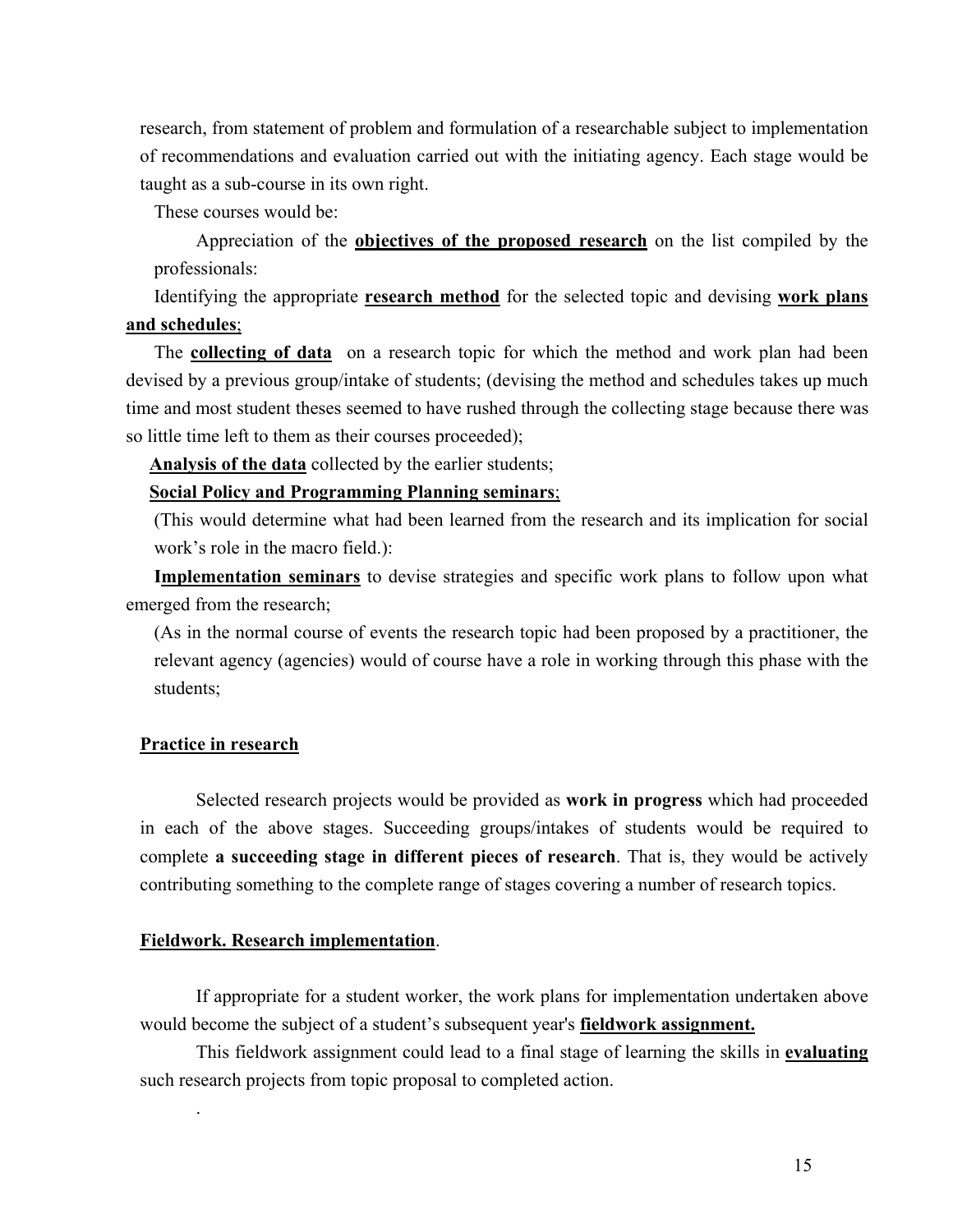research, from statement of problem and formulation of a researchable subject to implementation of recommendations and evaluation carried out with the initiating agency. Each stage would be taught as a sub-course in its own right.

These courses would be:

Appreciation of the **objectives of the proposed research** on the list compiled by the professionals:

Identifying the appropriate **research method** for the selected topic and devising **work plans and schedules**;

The **collecting of data** on a research topic for which the method and work plan had been devised by a previous group/intake of students; (devising the method and schedules takes up much time and most student theses seemed to have rushed through the collecting stage because there was so little time left to them as their courses proceeded);

**Analysis of the data** collected by the earlier students;

**Social Policy and Programming Planning seminars**;

(This would determine what had been learned from the research and its implication for social work's role in the macro field.):

**Implementation seminars** to devise strategies and specific work plans to follow upon what emerged from the research;

(As in the normal course of events the research topic had been proposed by a practitioner, the relevant agency (agencies) would of course have a role in working through this phase with the students;

**Practice in research**

Selected research projects would be provided as **work in progress** which had proceeded in each of the above stages. Succeeding groups/intakes of students would be required to complete **a succeeding stage in different pieces of research**. That is, they would be actively contributing something to the complete range of stages covering a number of research topics.

**Fieldwork. Research implementation**.

If appropriate for a student worker, the work plans for implementation undertaken above would become the subject of a student's subsequent year's **fieldwork assignment.**

This fieldwork assignment could lead to a final stage of learning the skills in **evaluating** such research projects from topic proposal to completed action.

.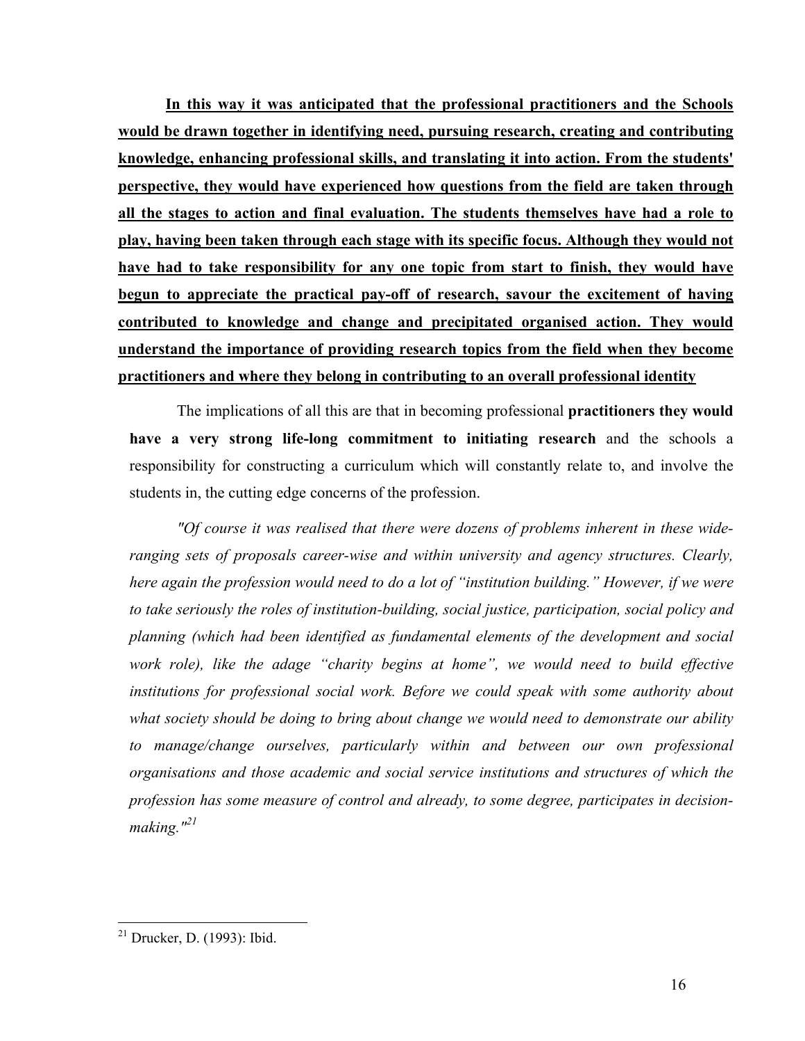**<u>In this way it was anticipated that the professional practitioners and the Schools would be drawn together in identifying need, pursuing research, creating and contributing knowledge, enhancing professional skills, and translating it into action. From the students' perspective, they would have experienced how questions from the field are taken through all the stages to action and final evaluation. The students themselves have had a role to play, having been taken through each stage with its specific focus. Although they would not have had to take responsibility for any one topic from start to finish, they would have begun to appreciate the practical pay-off of research, savour the excitement of having contributed to knowledge and change and precipitated organised action. They would understand the importance of providing research topics from the field when they become practitioners and where they belong in contributing to an overall professional identity</u>**

The implications of all this are that in becoming professional **practitioners they would have a very strong life-long commitment to initiating research** and the schools a responsibility for constructing a curriculum which will constantly relate to, and involve the students in, the cutting edge concerns of the profession.

*"Of course it was realised that there were dozens of problems inherent in these wide-ranging sets of proposals career-wise and within university and agency structures. Clearly, here again the profession would need to do a lot of "institution building." However, if we were to take seriously the roles of institution-building, social justice, participation, social policy and planning (which had been identified as fundamental elements of the development and social work role), like the adage "charity begins at home", we would need to build effective institutions for professional social work. Before we could speak with some authority about what society should be doing to bring about change we would need to demonstrate our ability to manage/change ourselves, particularly within and between our own professional organisations and those academic and social service institutions and structures of which the profession has some measure of control and already, to some degree, participates in decision-making."*[21]

---

[21] Drucker, D. (1993): Ibid.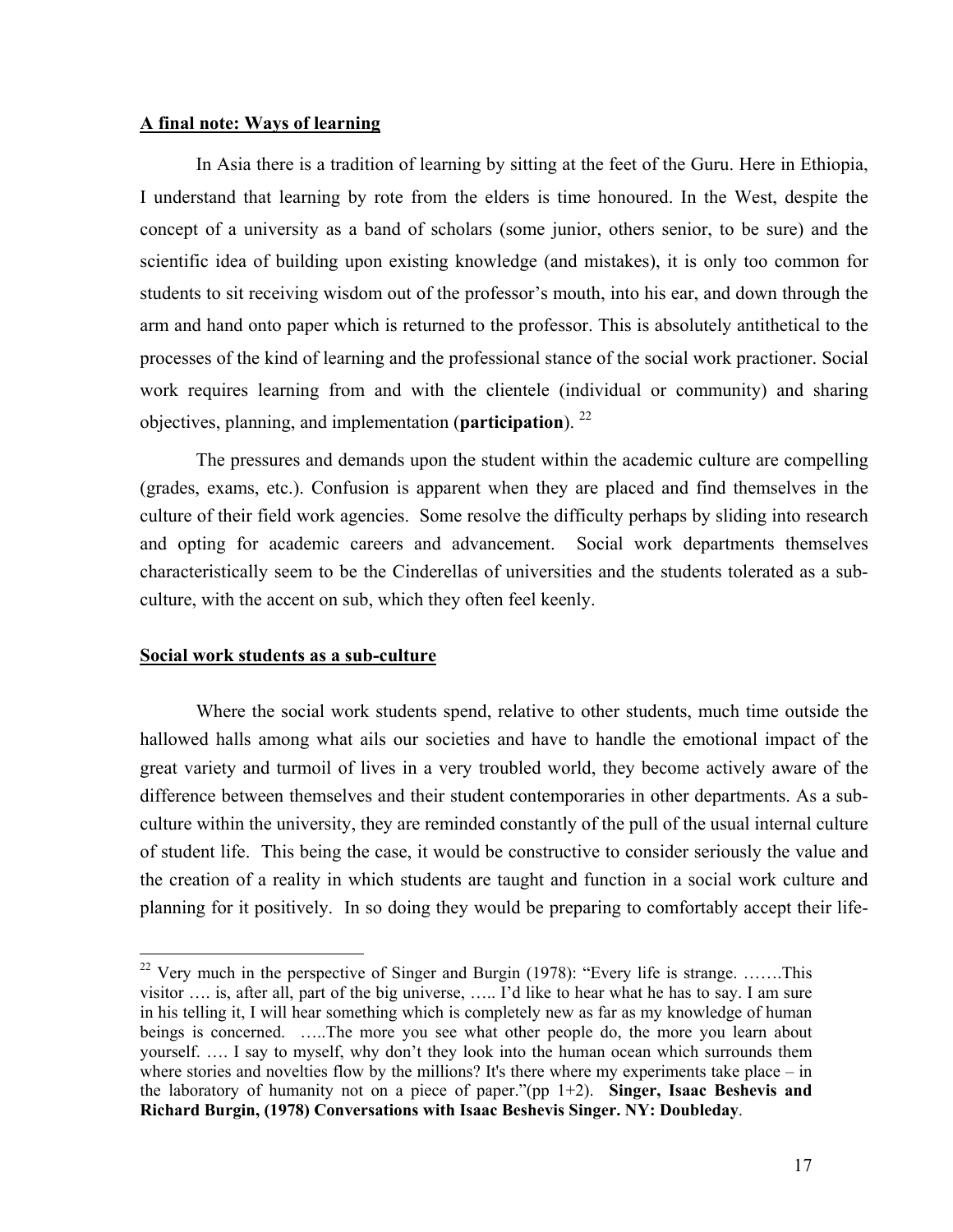**A final note: Ways of learning**

In Asia there is a tradition of learning by sitting at the feet of the Guru. Here in Ethiopia, I understand that learning by rote from the elders is time honoured. In the West, despite the concept of a university as a band of scholars (some junior, others senior, to be sure) and the scientific idea of building upon existing knowledge (and mistakes), it is only too common for students to sit receiving wisdom out of the professor's mouth, into his ear, and down through the arm and hand onto paper which is returned to the professor. This is absolutely antithetical to the processes of the kind of learning and the professional stance of the social work practioner. Social work requires learning from and with the clientele (individual or community) and sharing objectives, planning, and implementation (**participation**).[22]

The pressures and demands upon the student within the academic culture are compelling (grades, exams, etc.). Confusion is apparent when they are placed and find themselves in the culture of their field work agencies. Some resolve the difficulty perhaps by sliding into research and opting for academic careers and advancement. Social work departments themselves characteristically seem to be the Cinderellas of universities and the students tolerated as a sub-culture, with the accent on sub, which they often feel keenly.

**Social work students as a sub-culture**

Where the social work students spend, relative to other students, much time outside the hallowed halls among what ails our societies and have to handle the emotional impact of the great variety and turmoil of lives in a very troubled world, they become actively aware of the difference between themselves and their student contemporaries in other departments. As a sub-culture within the university, they are reminded constantly of the pull of the usual internal culture of student life. This being the case, it would be constructive to consider seriously the value and the creation of a reality in which students are taught and function in a social work culture and planning for it positively. In so doing they would be preparing to comfortably accept their life-

---

[22] Very much in the perspective of Singer and Burgin (1978): "Every life is strange. …….This visitor …. is, after all, part of the big universe, ….. I'd like to hear what he has to say. I am sure in his telling it, I will hear something which is completely new as far as my knowledge of human beings is concerned. …..The more you see what other people do, the more you learn about yourself. …. I say to myself, why don't they look into the human ocean which surrounds them where stories and novelties flow by the millions? It's there where my experiments take place – in the laboratory of humanity not on a piece of paper."(pp 1+2). **Singer, Isaac Beshevis and Richard Burgin, (1978) Conversations with Isaac Beshevis Singer. NY: Doubleday**.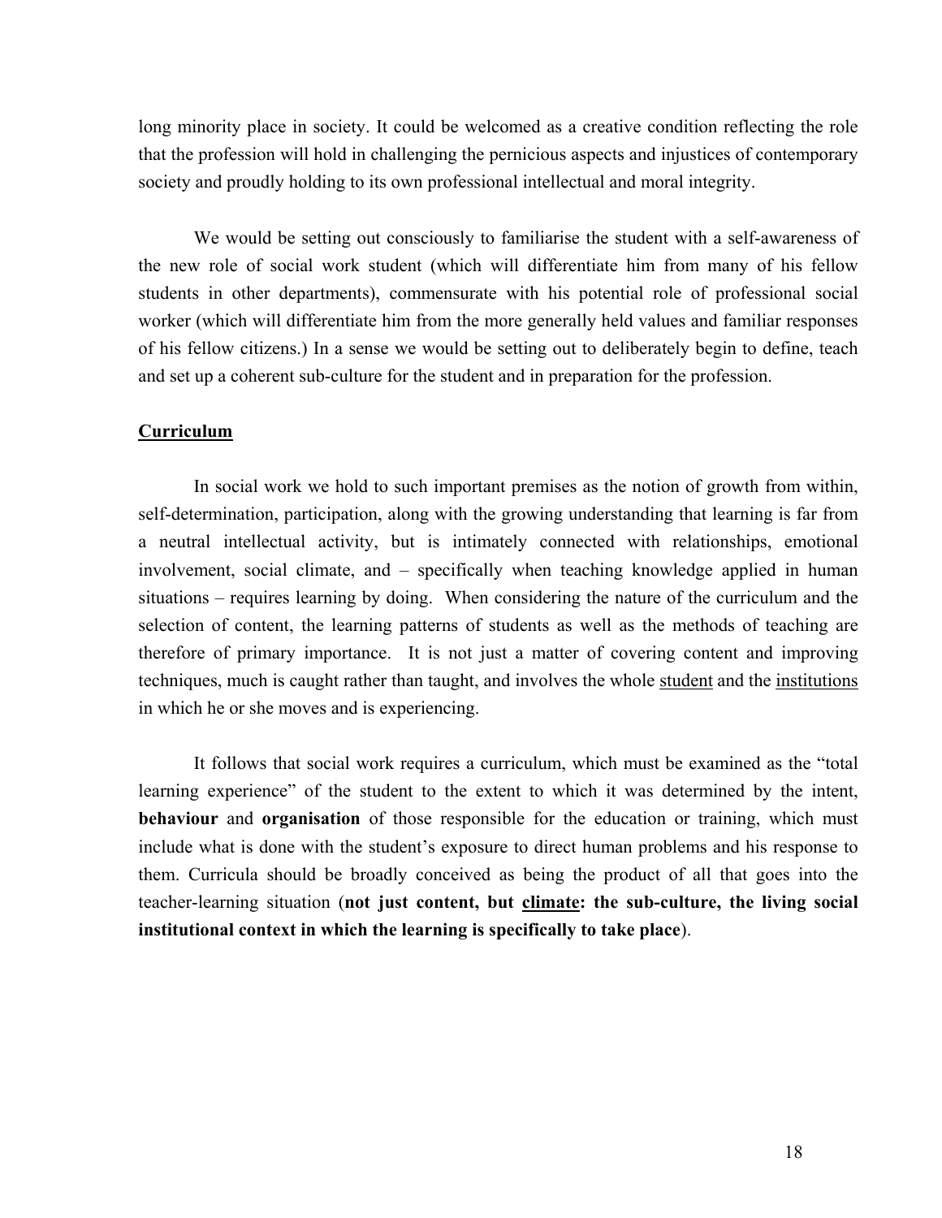long minority place in society. It could be welcomed as a creative condition reflecting the role that the profession will hold in challenging the pernicious aspects and injustices of contemporary society and proudly holding to its own professional intellectual and moral integrity.

We would be setting out consciously to familiarise the student with a self-awareness of the new role of social work student (which will differentiate him from many of his fellow students in other departments), commensurate with his potential role of professional social worker (which will differentiate him from the more generally held values and familiar responses of his fellow citizens.) In a sense we would be setting out to deliberately begin to define, teach and set up a coherent sub-culture for the student and in preparation for the profession.

## **Curriculum**

In social work we hold to such important premises as the notion of growth from within, self-determination, participation, along with the growing understanding that learning is far from a neutral intellectual activity, but is intimately connected with relationships, emotional involvement, social climate, and – specifically when teaching knowledge applied in human situations – requires learning by doing. When considering the nature of the curriculum and the selection of content, the learning patterns of students as well as the methods of teaching are therefore of primary importance. It is not just a matter of covering content and improving techniques, much is caught rather than taught, and involves the whole student and the institutions in which he or she moves and is experiencing.

It follows that social work requires a curriculum, which must be examined as the "total learning experience" of the student to the extent to which it was determined by the intent, **behaviour** and **organisation** of those responsible for the education or training, which must include what is done with the student's exposure to direct human problems and his response to them. Curricula should be broadly conceived as being the product of all that goes into the teacher-learning situation (**not just content, but climate: the sub-culture, the living social institutional context in which the learning is specifically to take place**).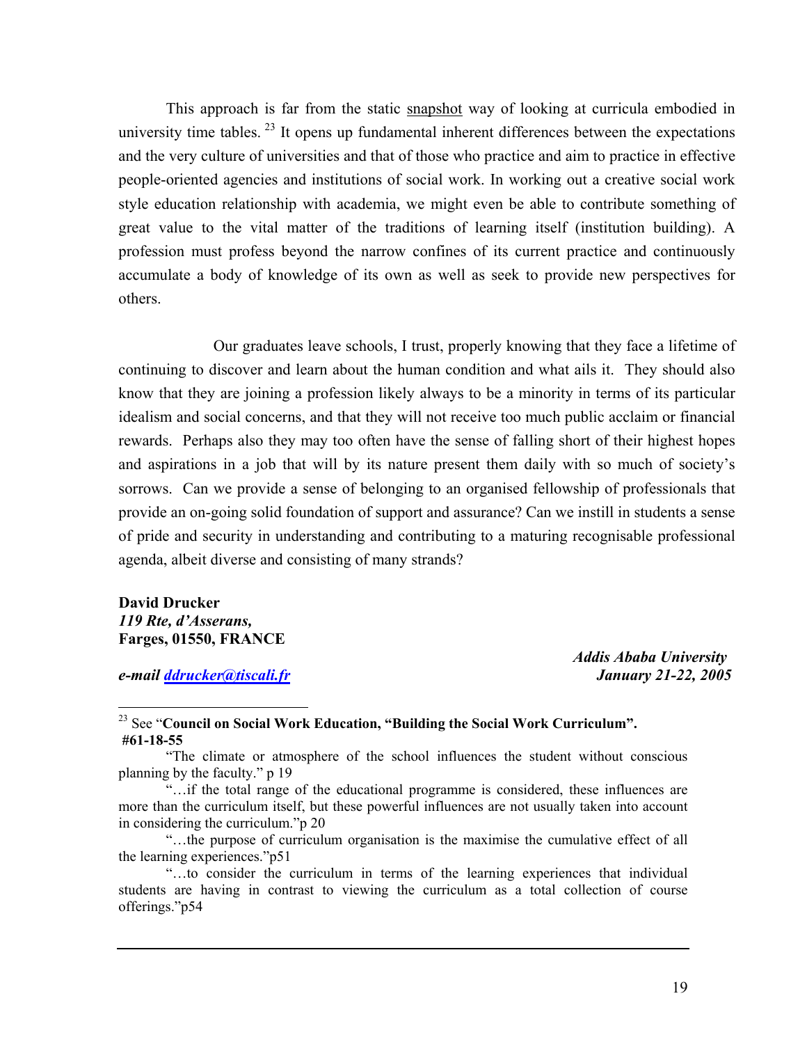This approach is far from the static snapshot way of looking at curricula embodied in university time tables.[23] It opens up fundamental inherent differences between the expectations and the very culture of universities and that of those who practice and aim to practice in effective people-oriented agencies and institutions of social work. In working out a creative social work style education relationship with academia, we might even be able to contribute something of great value to the vital matter of the traditions of learning itself (institution building). A profession must profess beyond the narrow confines of its current practice and continuously accumulate a body of knowledge of its own as well as seek to provide new perspectives for others.

Our graduates leave schools, I trust, properly knowing that they face a lifetime of continuing to discover and learn about the human condition and what ails it. They should also know that they are joining a profession likely always to be a minority in terms of its particular idealism and social concerns, and that they will not receive too much public acclaim or financial rewards. Perhaps also they may too often have the sense of falling short of their highest hopes and aspirations in a job that will by its nature present them daily with so much of society's sorrows. Can we provide a sense of belonging to an organised fellowship of professionals that provide an on-going solid foundation of support and assurance? Can we instill in students a sense of pride and security in understanding and contributing to a maturing recognisable professional agenda, albeit diverse and consisting of many strands?

**David Drucker**
***119 Rte, d'Asserans,***
**Farges, 01550, FRANCE**

***e-mail ddrucker@tiscali.fr***

***Addis Ababa University***
***January 21-22, 2005***

---

[23] See "**Council on Social Work Education, "Building the Social Work Curriculum". #61-18-55**

"The climate or atmosphere of the school influences the student without conscious planning by the faculty." p 19

"…if the total range of the educational programme is considered, these influences are more than the curriculum itself, but these powerful influences are not usually taken into account in considering the curriculum."p 20

"…the purpose of curriculum organisation is the maximise the cumulative effect of all the learning experiences."p51

"…to consider the curriculum in terms of the learning experiences that individual students are having in contrast to viewing the curriculum as a total collection of course offerings."p54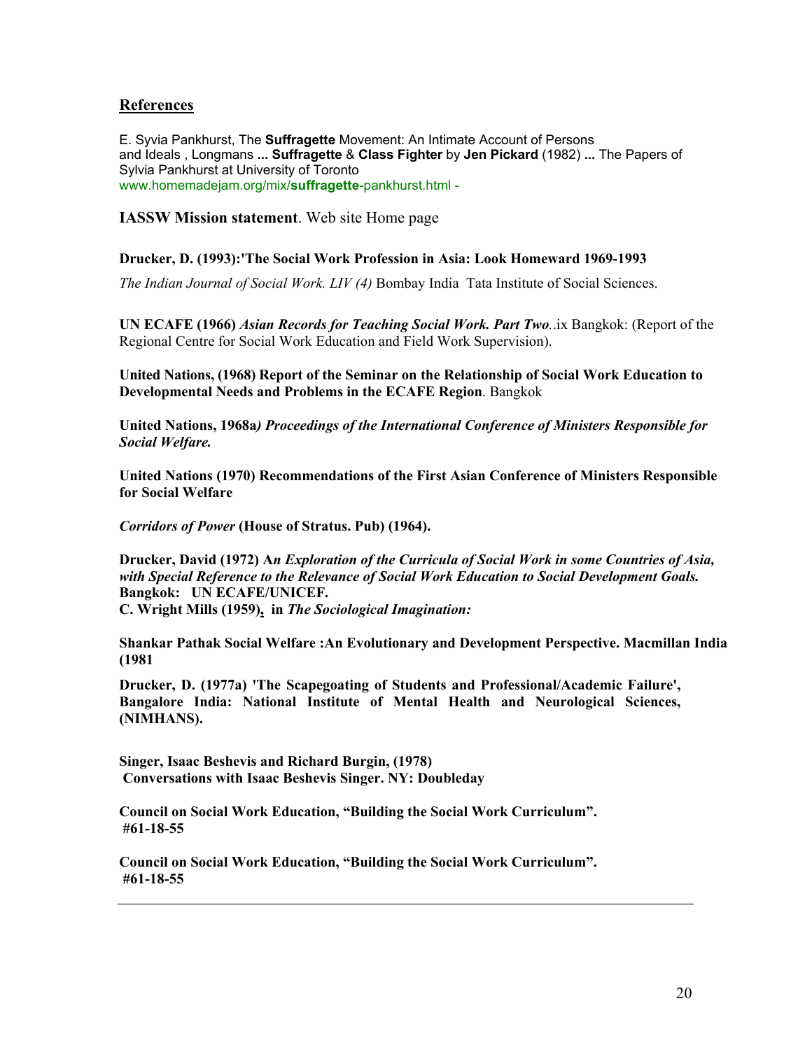## References

E. Syvia Pankhurst, The **Suffragette** Movement: An Intimate Account of Persons and Ideals , Longmans **...** **Suffragette** & **Class Fighter** by **Jen Pickard** (1982) **...** The Papers of Sylvia Pankhurst at University of Toronto
www.homemadejam.org/mix/**suffragette**-pankhurst.html -

**IASSW Mission statement**. Web site Home page

**Drucker, D. (1993):'The Social Work Profession in Asia: Look Homeward 1969-1993**

*The Indian Journal of Social Work. LIV (4)* Bombay India Tata Institute of Social Sciences.

**UN ECAFE (1966)** ***Asian Records for Teaching Social Work. Part Two***..ix Bangkok: (Report of the Regional Centre for Social Work Education and Field Work Supervision).

**United Nations, (1968) Report of the Seminar on the Relationship of Social Work Education to Developmental Needs and Problems in the ECAFE Region**. Bangkok

**United Nations, 1968a*) Proceedings of the International Conference of Ministers Responsible for Social Welfare.***

**United Nations (1970) Recommendations of the First Asian Conference of Ministers Responsible for Social Welfare**

***Corridors of Power*** **(House of Stratus. Pub) (1964).**

**Drucker, David (1972) A*n Exploration of the Curricula of Social Work in some Countries of Asia, with Special Reference to the Relevance of Social Work Education to Social Development Goals.*** **Bangkok: UN ECAFE/UNICEF.**
**C. Wright Mills (1959), in *The Sociological Imagination:***

**Shankar Pathak Social Welfare :An Evolutionary and Development Perspective. Macmillan India (1981**

**Drucker, D. (1977a) 'The Scapegoating of Students and Professional/Academic Failure', Bangalore India: National Institute of Mental Health and Neurological Sciences, (NIMHANS).**

**Singer, Isaac Beshevis and Richard Burgin, (1978)**
**Conversations with Isaac Beshevis Singer. NY: Doubleday**

**Council on Social Work Education, "Building the Social Work Curriculum". #61-18-55**

**Council on Social Work Education, "Building the Social Work Curriculum". #61-18-55**